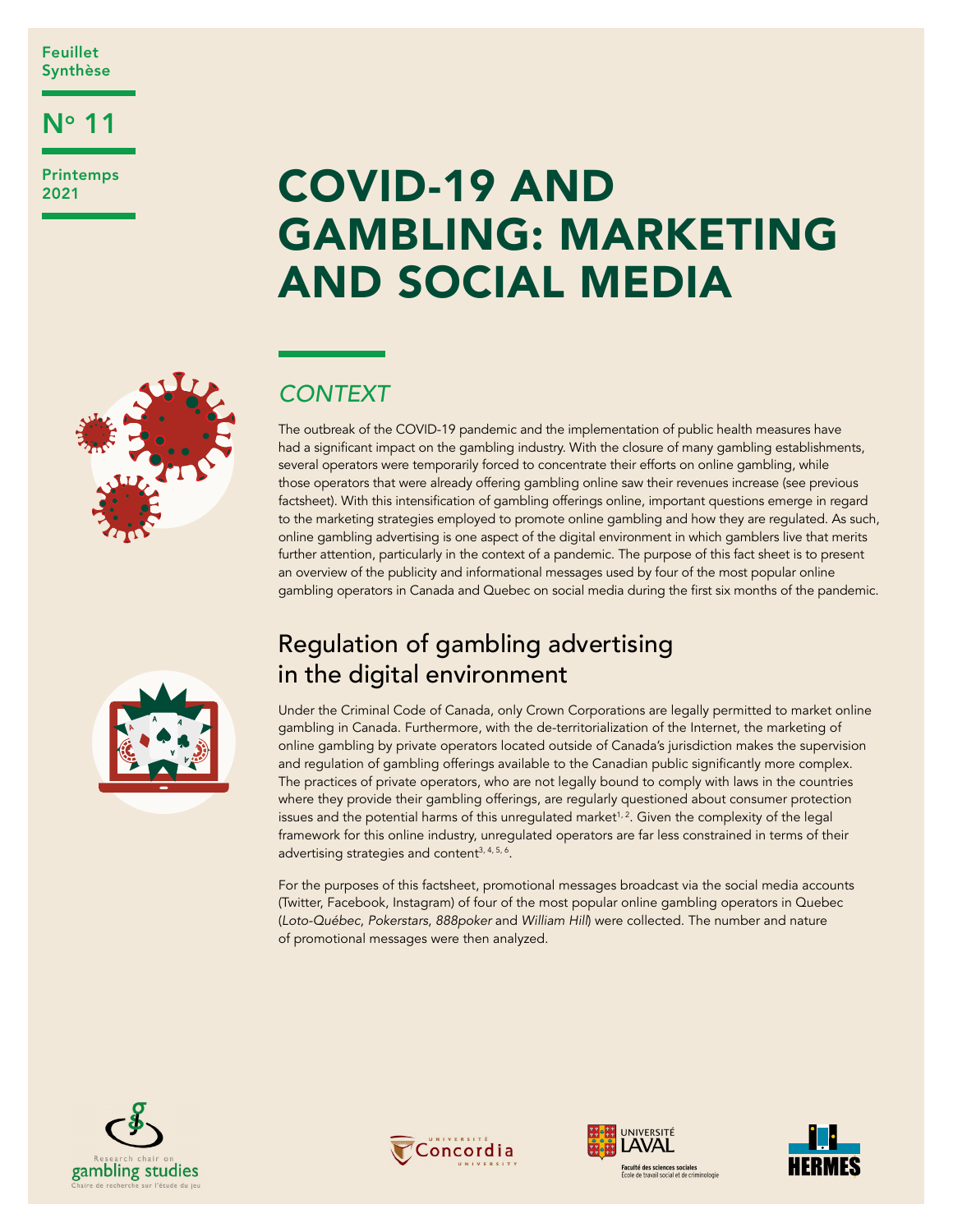Feuillet Synthèse

Nº 11

Printemps 2021

# COVID-19 AND GAMBLING: MARKETING AND SOCIAL MEDIA

## *CONTEXT*

The outbreak of the COVID-19 pandemic and the implementation of public health measures have had a significant impact on the gambling industry. With the closure of many gambling establishments, several operators were temporarily forced to concentrate their efforts on online gambling, while those operators that were already offering gambling online saw their revenues increase (see previous factsheet). With this intensification of gambling offerings online, important questions emerge in regard to the marketing strategies employed to promote online gambling and how they are regulated. As such, online gambling advertising is one aspect of the digital environment in which gamblers live that merits further attention, particularly in the context of a pandemic. The purpose of this fact sheet is to present an overview of the publicity and informational messages used by four of the most popular online gambling operators in Canada and Quebec on social media during the first six months of the pandemic.

## Regulation of gambling advertising in the digital environment

Under the Criminal Code of Canada, only Crown Corporations are legally permitted to market online gambling in Canada. Furthermore, with the de-territorialization of the Internet, the marketing of online gambling by private operators located outside of Canada's jurisdiction makes the supervision and regulation of gambling offerings available to the Canadian public significantly more complex. The practices of private operators, who are not legally bound to comply with laws in the countries where they provide their gambling offerings, are regularly questioned about consumer protection issues and the potential harms of this unregulated market[1, 2]. Given the complexity of the legal framework for this online industry, unregulated operators are far less constrained in terms of their advertising strategies and content[3, 4, 5, 6].

For the purposes of this factsheet, promotional messages broadcast via the social media accounts (Twitter, Facebook, Instagram) of four of the most popular online gambling operators in Quebec (*Loto-Québec*, *Pokerstars*, *888poker* and *William Hill*) were collected. The number and nature of promotional messages were then analyzed.

Research chair on gambling studies
Chaire de recherche sur l'étude du jeu

Université Concordia University

Université Laval
Faculté des sciences sociales
École de travail social et de criminologie

HERMES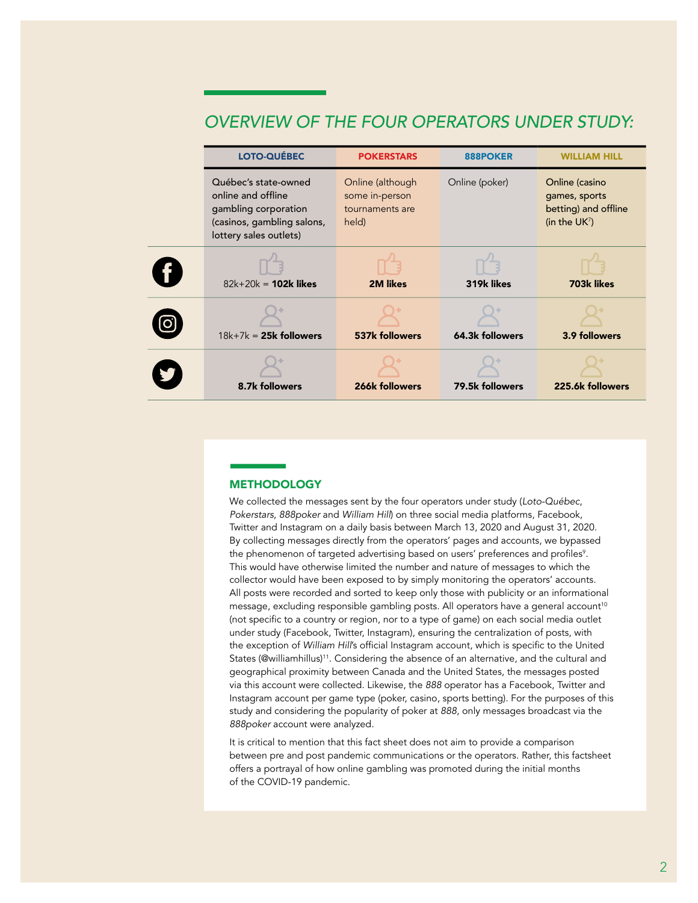## OVERVIEW OF THE FOUR OPERATORS UNDER STUDY:

| | LOTO-QUÉBEC | POKERSTARS | 888POKER | WILLIAM HILL |
|---|---|---|---|---|
| | Québec's state-owned online and offline gambling corporation (casinos, gambling salons, lottery sales outlets) | Online (although some in-person tournaments are held) | Online (poker) | Online (casino games, sports betting) and offline (in the UK[7]) |
| Facebook | 82k+20k = **102k likes** | **2M likes** | **319k likes** | **703k likes** |
| Instagram | 18k+7k = **25k followers** | **537k followers** | **64.3k followers** | **3.9 followers** |
| Twitter | **8.7k followers** | **266k followers** | **79.5k followers** | **225.6k followers** |

### METHODOLOGY

We collected the messages sent by the four operators under study (*Loto-Québec*, *Pokerstars*, *888poker* and *William Hill*) on three social media platforms, Facebook, Twitter and Instagram on a daily basis between March 13, 2020 and August 31, 2020. By collecting messages directly from the operators' pages and accounts, we bypassed the phenomenon of targeted advertising based on users' preferences and profiles[9]. This would have otherwise limited the number and nature of messages to which the collector would have been exposed to by simply monitoring the operators' accounts. All posts were recorded and sorted to keep only those with publicity or an informational message, excluding responsible gambling posts. All operators have a general account[10] (not specific to a country or region, nor to a type of game) on each social media outlet under study (Facebook, Twitter, Instagram), ensuring the centralization of posts, with the exception of *William Hill*'s official Instagram account, which is specific to the United States (@williamhillus)[11]. Considering the absence of an alternative, and the cultural and geographical proximity between Canada and the United States, the messages posted via this account were collected. Likewise, the *888* operator has a Facebook, Twitter and Instagram account per game type (poker, casino, sports betting). For the purposes of this study and considering the popularity of poker at *888*, only messages broadcast via the *888poker* account were analyzed.

It is critical to mention that this fact sheet does not aim to provide a comparison between pre and post pandemic communications or the operators. Rather, this factsheet offers a portrayal of how online gambling was promoted during the initial months of the COVID-19 pandemic.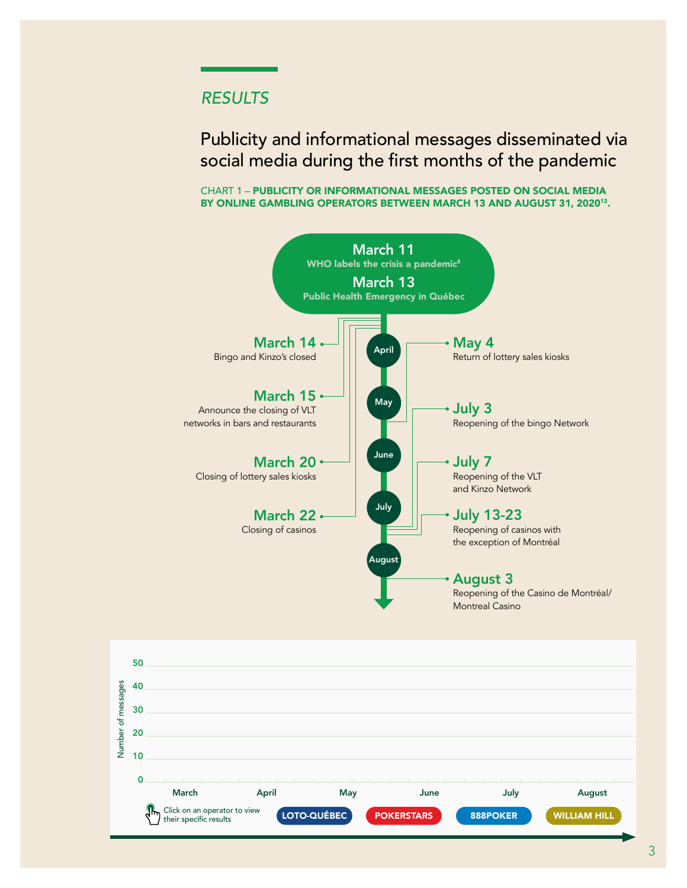*RESULTS*

## Publicity and informational messages disseminated via social media during the first months of the pandemic

CHART 1 – **PUBLICITY OR INFORMATIONAL MESSAGES POSTED ON SOCIAL MEDIA BY ONLINE GAMBLING OPERATORS BETWEEN MARCH 13 AND AUGUST 31, 2020[12].**

**March 11**
WHO labels the crisis a pandemic[8]

**March 13**
Public Health Emergency in Québec

**March 14**
Bingo and Kinzo's closed

**March 15**
Announce the closing of VLT networks in bars and restaurants

**March 20**
Closing of lottery sales kiosks

**March 22**
Closing of casinos

April

**May 4**
Return of lottery sales kiosks

May

**July 3**
Reopening of the bingo Network

June

**July 7**
Reopening of the VLT and Kinzo Network

July

**July 13-23**
Reopening of casinos with the exception of Montréal

August

**August 3**
Reopening of the Casino de Montréal/ Montreal Casino

Number of messages

50
40
30
20
10
0

March
April
May
June
July
August

Click on an operator to view their specific results

LOTO-QUÉBEC
POKERSTARS
888POKER
WILLIAM HILL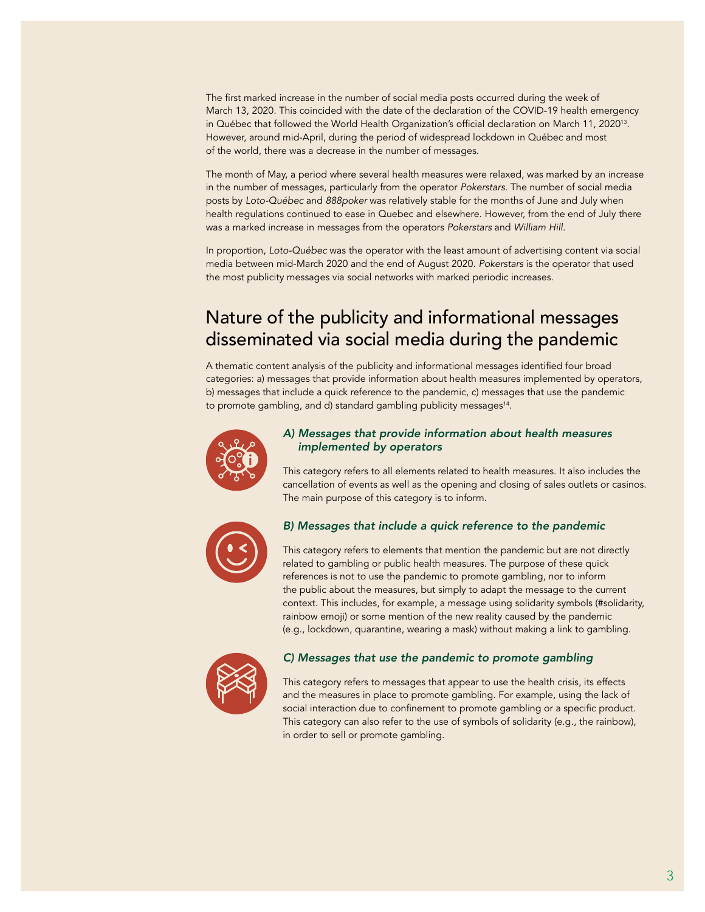The first marked increase in the number of social media posts occurred during the week of March 13, 2020. This coincided with the date of the declaration of the COVID-19 health emergency in Québec that followed the World Health Organization's official declaration on March 11, 2020[13]. However, around mid-April, during the period of widespread lockdown in Québec and most of the world, there was a decrease in the number of messages.

The month of May, a period where several health measures were relaxed, was marked by an increase in the number of messages, particularly from the operator *Pokerstars*. The number of social media posts by *Loto-Québec* and *888poker* was relatively stable for the months of June and July when health regulations continued to ease in Quebec and elsewhere. However, from the end of July there was a marked increase in messages from the operators *Pokerstars* and *William Hill*.

In proportion, *Loto-Québec* was the operator with the least amount of advertising content via social media between mid-March 2020 and the end of August 2020. *Pokerstars* is the operator that used the most publicity messages via social networks with marked periodic increases.

## Nature of the publicity and informational messages disseminated via social media during the pandemic

A thematic content analysis of the publicity and informational messages identified four broad categories: a) messages that provide information about health measures implemented by operators, b) messages that include a quick reference to the pandemic, c) messages that use the pandemic to promote gambling, and d) standard gambling publicity messages[14].

### *A) Messages that provide information about health measures implemented by operators*

This category refers to all elements related to health measures. It also includes the cancellation of events as well as the opening and closing of sales outlets or casinos. The main purpose of this category is to inform.

### *B) Messages that include a quick reference to the pandemic*

This category refers to elements that mention the pandemic but are not directly related to gambling or public health measures. The purpose of these quick references is not to use the pandemic to promote gambling, nor to inform the public about the measures, but simply to adapt the message to the current context. This includes, for example, a message using solidarity symbols (#solidarity, rainbow emoji) or some mention of the new reality caused by the pandemic (e.g., lockdown, quarantine, wearing a mask) without making a link to gambling.

### *C) Messages that use the pandemic to promote gambling*

This category refers to messages that appear to use the health crisis, its effects and the measures in place to promote gambling. For example, using the lack of social interaction due to confinement to promote gambling or a specific product. This category can also refer to the use of symbols of solidarity (e.g., the rainbow), in order to sell or promote gambling.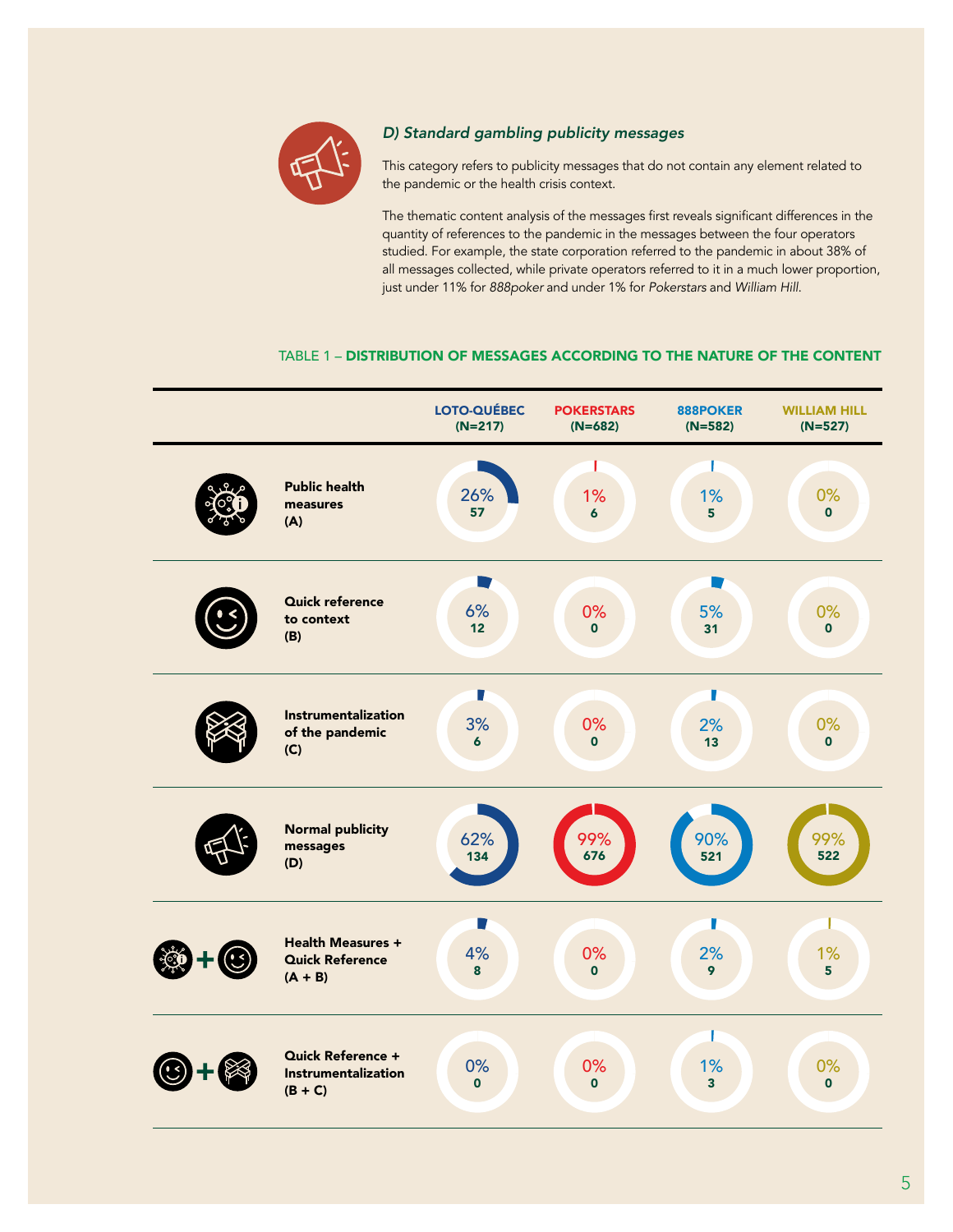### *D) Standard gambling publicity messages*

This category refers to publicity messages that do not contain any element related to the pandemic or the health crisis context.

The thematic content analysis of the messages first reveals significant differences in the quantity of references to the pandemic in the messages between the four operators studied. For example, the state corporation referred to the pandemic in about 38% of all messages collected, while private operators referred to it in a much lower proportion, just under 11% for *888poker* and under 1% for *Pokerstars* and *William Hill*.

TABLE 1 – **DISTRIBUTION OF MESSAGES ACCORDING TO THE NATURE OF THE CONTENT**

| | LOTO-QUÉBEC (N=217) | POKERSTARS (N=682) | 888POKER (N=582) | WILLIAM HILL (N=527) |
|---|---|---|---|---|
| **Public health measures (A)** | 26% 57 | 1% 6 | 1% 5 | 0% 0 |
| **Quick reference to context (B)** | 6% 12 | 0% 0 | 5% 31 | 0% 0 |
| **Instrumentalization of the pandemic (C)** | 3% 6 | 0% 0 | 2% 13 | 0% 0 |
| **Normal publicity messages (D)** | 62% 134 | 99% 676 | 90% 521 | 99% 522 |
| **Health Measures + Quick Reference (A + B)** | 4% 8 | 0% 0 | 2% 9 | 1% 5 |
| **Quick Reference + Instrumentalization (B + C)** | 0% 0 | 0% 0 | 1% 3 | 0% 0 |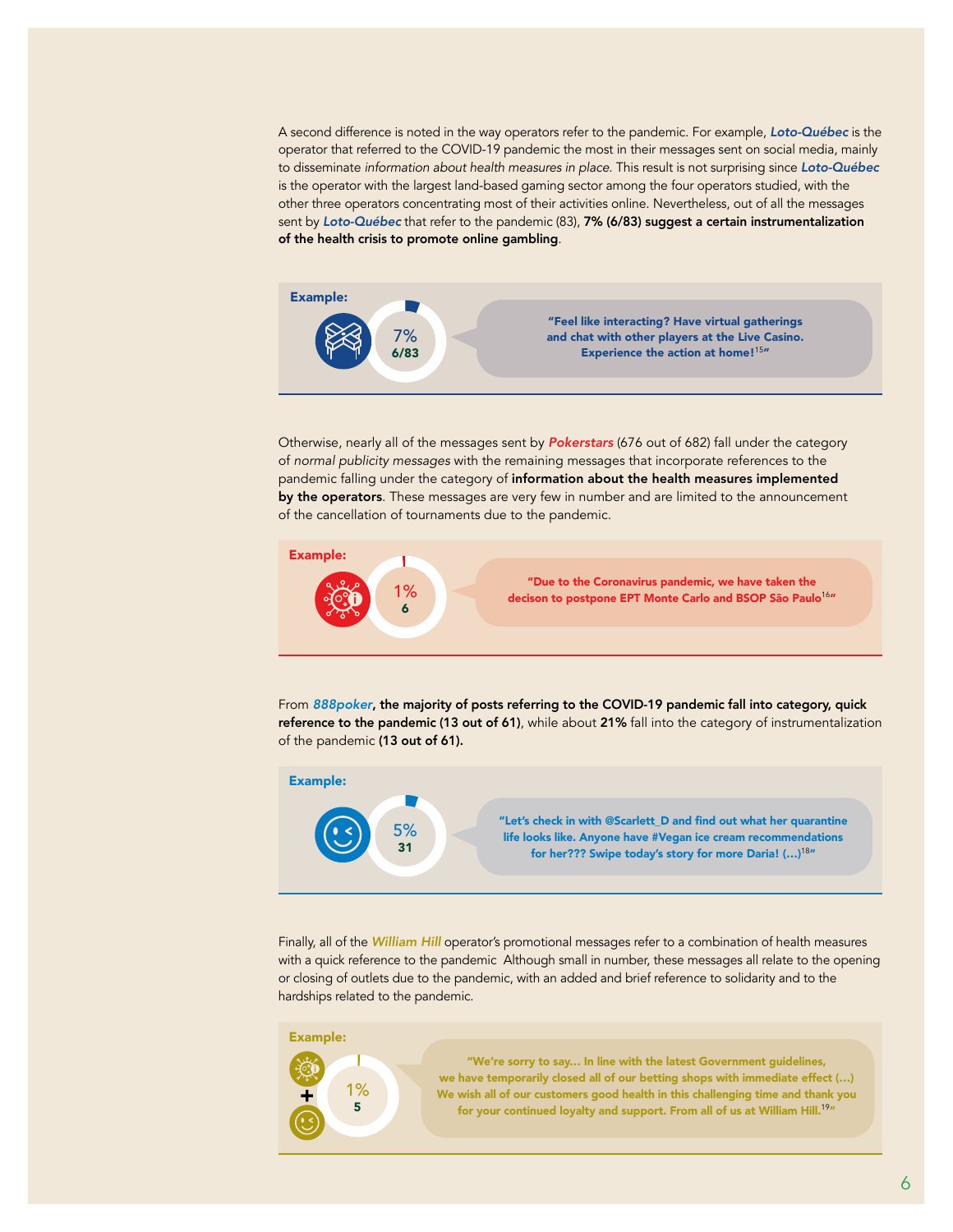A second difference is noted in the way operators refer to the pandemic. For example, ***Loto-Québec*** is the operator that referred to the COVID-19 pandemic the most in their messages sent on social media, mainly to disseminate *information about health measures in place*. This result is not surprising since ***Loto-Québec*** is the operator with the largest land-based gaming sector among the four operators studied, with the other three operators concentrating most of their activities online. Nevertheless, out of all the messages sent by ***Loto-Québec*** that refer to the pandemic (83), **7% (6/83) suggest a certain instrumentalization of the health crisis to promote online gambling**.

**Example:**

7%
6/83

**"Feel like interacting? Have virtual gatherings and chat with other players at the Live Casino. Experience the action at home![15]"**

Otherwise, nearly all of the messages sent by ***Pokerstars*** (676 out of 682) fall under the category of *normal publicity messages* with the remaining messages that incorporate references to the pandemic falling under the category of **information about the health measures implemented by the operators**. These messages are very few in number and are limited to the announcement of the cancellation of tournaments due to the pandemic.

**Example:**

1%
6

**"Due to the Coronavirus pandemic, we have taken the decison to postpone EPT Monte Carlo and BSOP São Paulo[16]"**

From ***888poker***, **the majority of posts referring to the COVID-19 pandemic fall into category, quick reference to the pandemic (13 out of 61)**, while about **21%** fall into the category of instrumentalization of the pandemic **(13 out of 61).**

**Example:**

5%
31

**"Let's check in with @Scarlett_D and find out what her quarantine life looks like. Anyone have #Vegan ice cream recommendations for her??? Swipe today's story for more Daria! (...)[18]"**

Finally, all of the ***William Hill*** operator's promotional messages refer to a combination of health measures with a quick reference to the pandemic Although small in number, these messages all relate to the opening or closing of outlets due to the pandemic, with an added and brief reference to solidarity and to the hardships related to the pandemic.

**Example:**

+

1%
5

**"We're sorry to say... In line with the latest Government guidelines, we have temporarily closed all of our betting shops with immediate effect (...) We wish all of our customers good health in this challenging time and thank you for your continued loyalty and support. From all of us at William Hill.[19]"**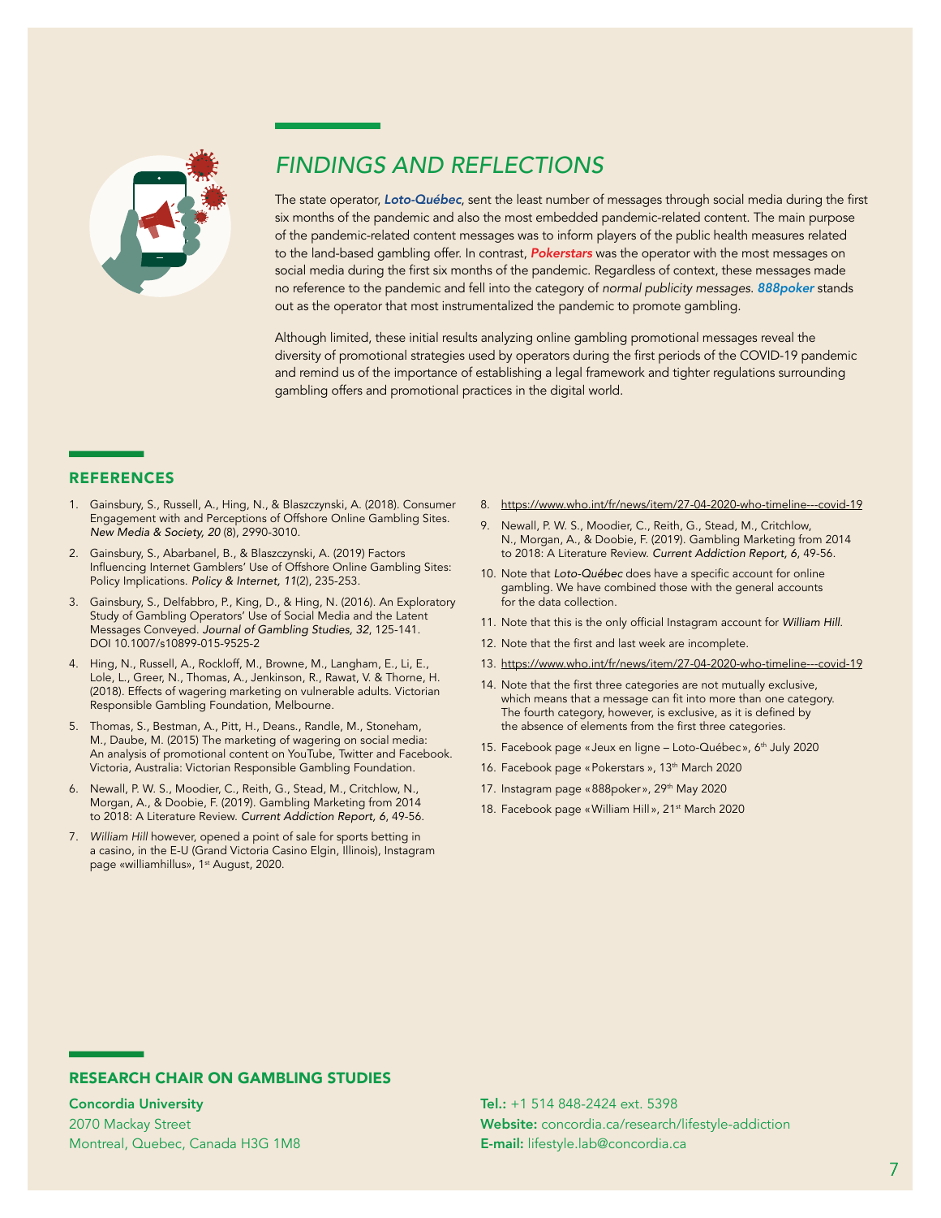## *FINDINGS AND REFLECTIONS*

The state operator, ***Loto-Québec***, sent the least number of messages through social media during the first six months of the pandemic and also the most embedded pandemic-related content. The main purpose of the pandemic-related content messages was to inform players of the public health measures related to the land-based gambling offer. In contrast, ***Pokerstars*** was the operator with the most messages on social media during the first six months of the pandemic. Regardless of context, these messages made no reference to the pandemic and fell into the category of *normal publicity messages*. ***888poker*** stands out as the operator that most instrumentalized the pandemic to promote gambling.

Although limited, these initial results analyzing online gambling promotional messages reveal the diversity of promotional strategies used by operators during the first periods of the COVID-19 pandemic and remind us of the importance of establishing a legal framework and tighter regulations surrounding gambling offers and promotional practices in the digital world.

## REFERENCES

1. Gainsbury, S., Russell, A., Hing, N., & Blaszczynski, A. (2018). Consumer Engagement with and Perceptions of Offshore Online Gambling Sites. *New Media & Society, 20* (8), 2990-3010.
2. Gainsbury, S., Abarbanel, B., & Blaszczynski, A. (2019) Factors Influencing Internet Gamblers' Use of Offshore Online Gambling Sites: Policy Implications. *Policy & Internet, 11*(2), 235-253.
3. Gainsbury, S., Delfabbro, P., King, D., & Hing, N. (2016). An Exploratory Study of Gambling Operators' Use of Social Media and the Latent Messages Conveyed. *Journal of Gambling Studies, 32*, 125-141. DOI 10.1007/s10899-015-9525-2
4. Hing, N., Russell, A., Rockloff, M., Browne, M., Langham, E., Li, E., Lole, L., Greer, N., Thomas, A., Jenkinson, R., Rawat, V. & Thorne, H. (2018). Effects of wagering marketing on vulnerable adults. Victorian Responsible Gambling Foundation, Melbourne.
5. Thomas, S., Bestman, A., Pitt, H., Deans., Randle, M., Stoneham, M., Daube, M. (2015) The marketing of wagering on social media: An analysis of promotional content on YouTube, Twitter and Facebook. Victoria, Australia: Victorian Responsible Gambling Foundation.
6. Newall, P. W. S., Moodier, C., Reith, G., Stead, M., Critchlow, N., Morgan, A., & Doobie, F. (2019). Gambling Marketing from 2014 to 2018: A Literature Review. *Current Addiction Report, 6*, 49-56.
7. *William Hill* however, opened a point of sale for sports betting in a casino, in the E-U (Grand Victoria Casino Elgin, Illinois), Instagram page «williamhillus», 1st August, 2020.
8. https://www.who.int/fr/news/item/27-04-2020-who-timeline---covid-19
9. Newall, P. W. S., Moodier, C., Reith, G., Stead, M., Critchlow, N., Morgan, A., & Doobie, F. (2019). Gambling Marketing from 2014 to 2018: A Literature Review. *Current Addiction Report, 6*, 49-56.
10. Note that *Loto-Québec* does have a specific account for online gambling. We have combined those with the general accounts for the data collection.
11. Note that this is the only official Instagram account for *William Hill*.
12. Note that the first and last week are incomplete.
13. https://www.who.int/fr/news/item/27-04-2020-who-timeline---covid-19
14. Note that the first three categories are not mutually exclusive, which means that a message can fit into more than one category. The fourth category, however, is exclusive, as it is defined by the absence of elements from the first three categories.
15. Facebook page «Jeux en ligne – Loto-Québec», 6th July 2020
16. Facebook page «Pokerstars», 13th March 2020
17. Instagram page «888poker», 29th May 2020
18. Facebook page «William Hill», 21st March 2020

## RESEARCH CHAIR ON GAMBLING STUDIES

**Concordia University**
2070 Mackay Street
Montreal, Quebec, Canada H3G 1M8

**Tel.:** +1 514 848-2424 ext. 5398
**Website:** concordia.ca/research/lifestyle-addiction
**E-mail:** lifestyle.lab@concordia.ca